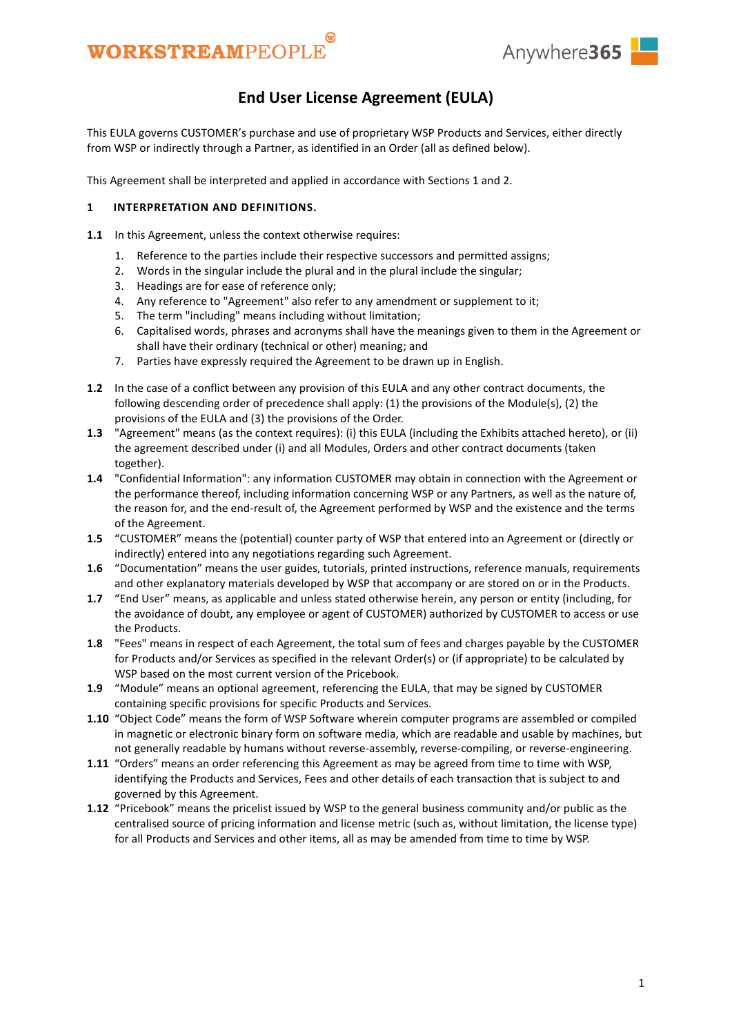# End User License Agreement (EULA)

This EULA governs CUSTOMER's purchase and use of proprietary WSP Products and Services, either directly from WSP or indirectly through a Partner, as identified in an Order (all as defined below).

This Agreement shall be interpreted and applied in accordance with Sections 1 and 2.

## 1 INTERPRETATION AND DEFINITIONS.

**1.1** In this Agreement, unless the context otherwise requires:

1. Reference to the parties include their respective successors and permitted assigns;
2. Words in the singular include the plural and in the plural include the singular;
3. Headings are for ease of reference only;
4. Any reference to "Agreement" also refer to any amendment or supplement to it;
5. The term "including" means including without limitation;
6. Capitalised words, phrases and acronyms shall have the meanings given to them in the Agreement or shall have their ordinary (technical or other) meaning; and
7. Parties have expressly required the Agreement to be drawn up in English.

**1.2** In the case of a conflict between any provision of this EULA and any other contract documents, the following descending order of precedence shall apply: (1) the provisions of the Module(s), (2) the provisions of the EULA and (3) the provisions of the Order.

**1.3** "Agreement" means (as the context requires): (i) this EULA (including the Exhibits attached hereto), or (ii) the agreement described under (i) and all Modules, Orders and other contract documents (taken together).

**1.4** "Confidential Information": any information CUSTOMER may obtain in connection with the Agreement or the performance thereof, including information concerning WSP or any Partners, as well as the nature of, the reason for, and the end-result of, the Agreement performed by WSP and the existence and the terms of the Agreement.

**1.5** "CUSTOMER" means the (potential) counter party of WSP that entered into an Agreement or (directly or indirectly) entered into any negotiations regarding such Agreement.

**1.6** "Documentation" means the user guides, tutorials, printed instructions, reference manuals, requirements and other explanatory materials developed by WSP that accompany or are stored on or in the Products.

**1.7** "End User" means, as applicable and unless stated otherwise herein, any person or entity (including, for the avoidance of doubt, any employee or agent of CUSTOMER) authorized by CUSTOMER to access or use the Products.

**1.8** "Fees" means in respect of each Agreement, the total sum of fees and charges payable by the CUSTOMER for Products and/or Services as specified in the relevant Order(s) or (if appropriate) to be calculated by WSP based on the most current version of the Pricebook.

**1.9** "Module" means an optional agreement, referencing the EULA, that may be signed by CUSTOMER containing specific provisions for specific Products and Services.

**1.10** "Object Code" means the form of WSP Software wherein computer programs are assembled or compiled in magnetic or electronic binary form on software media, which are readable and usable by machines, but not generally readable by humans without reverse-assembly, reverse-compiling, or reverse-engineering.

**1.11** "Orders" means an order referencing this Agreement as may be agreed from time to time with WSP, identifying the Products and Services, Fees and other details of each transaction that is subject to and governed by this Agreement.

**1.12** "Pricebook" means the pricelist issued by WSP to the general business community and/or public as the centralised source of pricing information and license metric (such as, without limitation, the license type) for all Products and Services and other items, all as may be amended from time to time by WSP.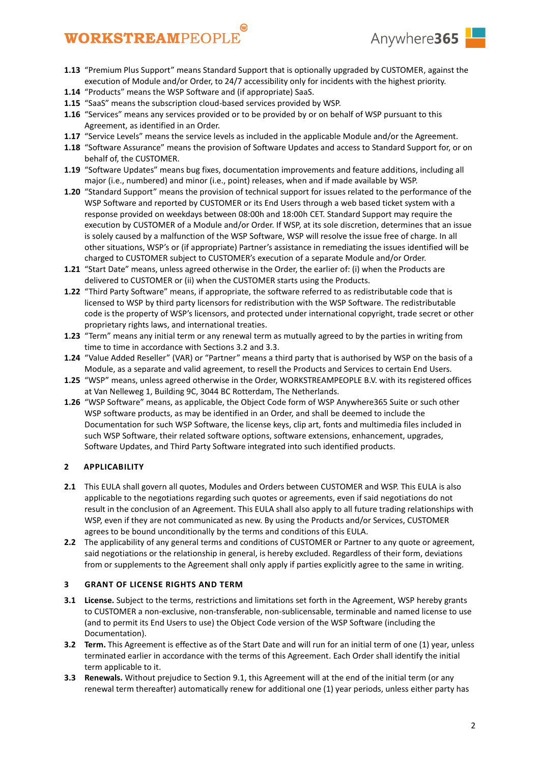**1.13** "Premium Plus Support" means Standard Support that is optionally upgraded by CUSTOMER, against the execution of Module and/or Order, to 24/7 accessibility only for incidents with the highest priority.

**1.14** "Products" means the WSP Software and (if appropriate) SaaS.

**1.15** "SaaS" means the subscription cloud-based services provided by WSP.

**1.16** "Services" means any services provided or to be provided by or on behalf of WSP pursuant to this Agreement, as identified in an Order.

**1.17** "Service Levels" means the service levels as included in the applicable Module and/or the Agreement.

**1.18** "Software Assurance" means the provision of Software Updates and access to Standard Support for, or on behalf of, the CUSTOMER.

**1.19** "Software Updates" means bug fixes, documentation improvements and feature additions, including all major (i.e., numbered) and minor (i.e., point) releases, when and if made available by WSP.

**1.20** "Standard Support" means the provision of technical support for issues related to the performance of the WSP Software and reported by CUSTOMER or its End Users through a web based ticket system with a response provided on weekdays between 08:00h and 18:00h CET. Standard Support may require the execution by CUSTOMER of a Module and/or Order. If WSP, at its sole discretion, determines that an issue is solely caused by a malfunction of the WSP Software, WSP will resolve the issue free of charge. In all other situations, WSP's or (if appropriate) Partner's assistance in remediating the issues identified will be charged to CUSTOMER subject to CUSTOMER's execution of a separate Module and/or Order.

**1.21** "Start Date" means, unless agreed otherwise in the Order, the earlier of: (i) when the Products are delivered to CUSTOMER or (ii) when the CUSTOMER starts using the Products.

**1.22** "Third Party Software" means, if appropriate, the software referred to as redistributable code that is licensed to WSP by third party licensors for redistribution with the WSP Software. The redistributable code is the property of WSP's licensors, and protected under international copyright, trade secret or other proprietary rights laws, and international treaties.

**1.23** "Term" means any initial term or any renewal term as mutually agreed to by the parties in writing from time to time in accordance with Sections 3.2 and 3.3.

**1.24** "Value Added Reseller" (VAR) or "Partner" means a third party that is authorised by WSP on the basis of a Module, as a separate and valid agreement, to resell the Products and Services to certain End Users.

**1.25** "WSP" means, unless agreed otherwise in the Order, WORKSTREAMPEOPLE B.V. with its registered offices at Van Nelleweg 1, Building 9C, 3044 BC Rotterdam, The Netherlands.

**1.26** "WSP Software" means, as applicable, the Object Code form of WSP Anywhere365 Suite or such other WSP software products, as may be identified in an Order, and shall be deemed to include the Documentation for such WSP Software, the license keys, clip art, fonts and multimedia files included in such WSP Software, their related software options, software extensions, enhancement, upgrades, Software Updates, and Third Party Software integrated into such identified products.

## 2 APPLICABILITY

**2.1** This EULA shall govern all quotes, Modules and Orders between CUSTOMER and WSP. This EULA is also applicable to the negotiations regarding such quotes or agreements, even if said negotiations do not result in the conclusion of an Agreement. This EULA shall also apply to all future trading relationships with WSP, even if they are not communicated as new. By using the Products and/or Services, CUSTOMER agrees to be bound unconditionally by the terms and conditions of this EULA.

**2.2** The applicability of any general terms and conditions of CUSTOMER or Partner to any quote or agreement, said negotiations or the relationship in general, is hereby excluded. Regardless of their form, deviations from or supplements to the Agreement shall only apply if parties explicitly agree to the same in writing.

## 3 GRANT OF LICENSE RIGHTS AND TERM

**3.1** **License.** Subject to the terms, restrictions and limitations set forth in the Agreement, WSP hereby grants to CUSTOMER a non-exclusive, non-transferable, non-sublicensable, terminable and named license to use (and to permit its End Users to use) the Object Code version of the WSP Software (including the Documentation).

**3.2** **Term.** This Agreement is effective as of the Start Date and will run for an initial term of one (1) year, unless terminated earlier in accordance with the terms of this Agreement. Each Order shall identify the initial term applicable to it.

**3.3** **Renewals.** Without prejudice to Section 9.1, this Agreement will at the end of the initial term (or any renewal term thereafter) automatically renew for additional one (1) year periods, unless either party has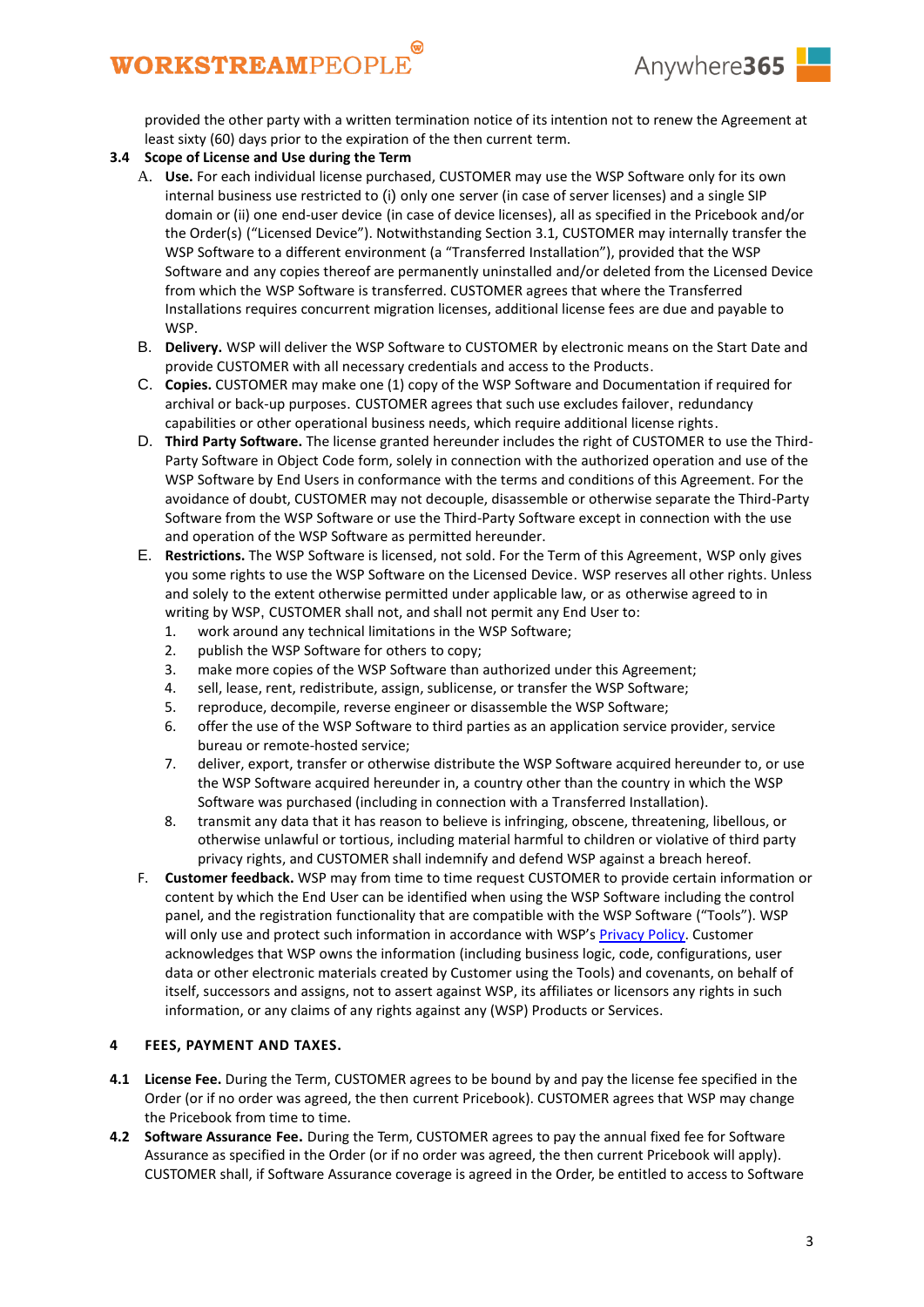provided the other party with a written termination notice of its intention not to renew the Agreement at least sixty (60) days prior to the expiration of the then current term.

**3.4 Scope of License and Use during the Term**

A. **Use.** For each individual license purchased, CUSTOMER may use the WSP Software only for its own internal business use restricted to (i) only one server (in case of server licenses) and a single SIP domain or (ii) one end-user device (in case of device licenses), all as specified in the Pricebook and/or the Order(s) ("Licensed Device"). Notwithstanding Section 3.1, CUSTOMER may internally transfer the WSP Software to a different environment (a "Transferred Installation"), provided that the WSP Software and any copies thereof are permanently uninstalled and/or deleted from the Licensed Device from which the WSP Software is transferred. CUSTOMER agrees that where the Transferred Installations requires concurrent migration licenses, additional license fees are due and payable to WSP.

B. **Delivery.** WSP will deliver the WSP Software to CUSTOMER by electronic means on the Start Date and provide CUSTOMER with all necessary credentials and access to the Products.

C. **Copies.** CUSTOMER may make one (1) copy of the WSP Software and Documentation if required for archival or back-up purposes. CUSTOMER agrees that such use excludes failover, redundancy capabilities or other operational business needs, which require additional license rights.

D. **Third Party Software.** The license granted hereunder includes the right of CUSTOMER to use the Third-Party Software in Object Code form, solely in connection with the authorized operation and use of the WSP Software by End Users in conformance with the terms and conditions of this Agreement. For the avoidance of doubt, CUSTOMER may not decouple, disassemble or otherwise separate the Third-Party Software from the WSP Software or use the Third-Party Software except in connection with the use and operation of the WSP Software as permitted hereunder.

E. **Restrictions.** The WSP Software is licensed, not sold. For the Term of this Agreement, WSP only gives you some rights to use the WSP Software on the Licensed Device. WSP reserves all other rights. Unless and solely to the extent otherwise permitted under applicable law, or as otherwise agreed to in writing by WSP, CUSTOMER shall not, and shall not permit any End User to:

1. work around any technical limitations in the WSP Software;
2. publish the WSP Software for others to copy;
3. make more copies of the WSP Software than authorized under this Agreement;
4. sell, lease, rent, redistribute, assign, sublicense, or transfer the WSP Software;
5. reproduce, decompile, reverse engineer or disassemble the WSP Software;
6. offer the use of the WSP Software to third parties as an application service provider, service bureau or remote-hosted service;
7. deliver, export, transfer or otherwise distribute the WSP Software acquired hereunder to, or use the WSP Software acquired hereunder in, a country other than the country in which the WSP Software was purchased (including in connection with a Transferred Installation).
8. transmit any data that it has reason to believe is infringing, obscene, threatening, libellous, or otherwise unlawful or tortious, including material harmful to children or violative of third party privacy rights, and CUSTOMER shall indemnify and defend WSP against a breach hereof.

F. **Customer feedback.** WSP may from time to time request CUSTOMER to provide certain information or content by which the End User can be identified when using the WSP Software including the control panel, and the registration functionality that are compatible with the WSP Software ("Tools"). WSP will only use and protect such information in accordance with WSP's [Privacy Policy](). Customer acknowledges that WSP owns the information (including business logic, code, configurations, user data or other electronic materials created by Customer using the Tools) and covenants, on behalf of itself, successors and assigns, not to assert against WSP, its affiliates or licensors any rights in such information, or any claims of any rights against any (WSP) Products or Services.

## 4 FEES, PAYMENT AND TAXES.

**4.1 License Fee.** During the Term, CUSTOMER agrees to be bound by and pay the license fee specified in the Order (or if no order was agreed, the then current Pricebook). CUSTOMER agrees that WSP may change the Pricebook from time to time.

**4.2 Software Assurance Fee.** During the Term, CUSTOMER agrees to pay the annual fixed fee for Software Assurance as specified in the Order (or if no order was agreed, the then current Pricebook will apply). CUSTOMER shall, if Software Assurance coverage is agreed in the Order, be entitled to access to Software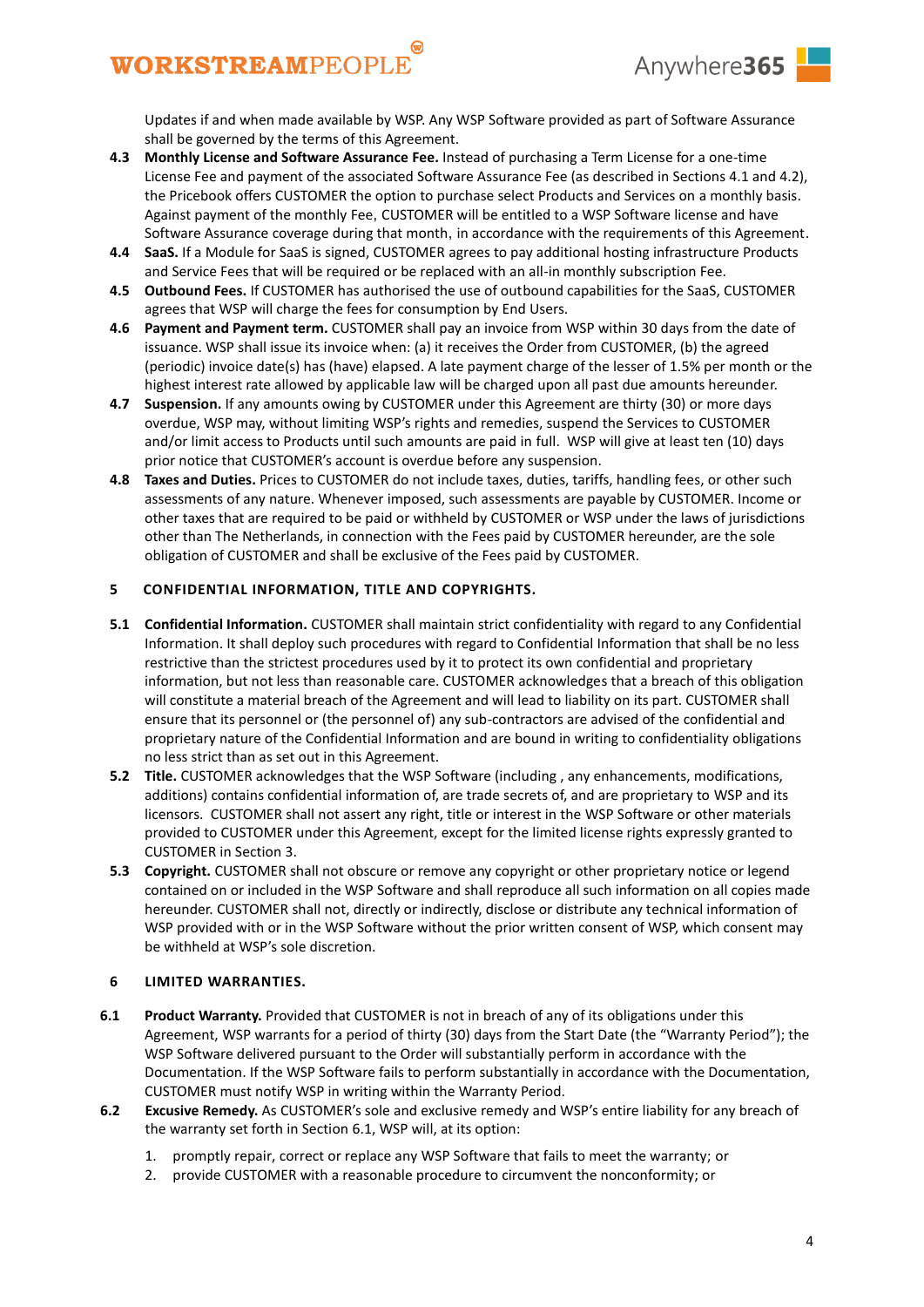Updates if and when made available by WSP. Any WSP Software provided as part of Software Assurance shall be governed by the terms of this Agreement.

**4.3 Monthly License and Software Assurance Fee.** Instead of purchasing a Term License for a one-time License Fee and payment of the associated Software Assurance Fee (as described in Sections 4.1 and 4.2), the Pricebook offers CUSTOMER the option to purchase select Products and Services on a monthly basis. Against payment of the monthly Fee, CUSTOMER will be entitled to a WSP Software license and have Software Assurance coverage during that month, in accordance with the requirements of this Agreement.

**4.4 SaaS.** If a Module for SaaS is signed, CUSTOMER agrees to pay additional hosting infrastructure Products and Service Fees that will be required or be replaced with an all-in monthly subscription Fee.

**4.5 Outbound Fees.** If CUSTOMER has authorised the use of outbound capabilities for the SaaS, CUSTOMER agrees that WSP will charge the fees for consumption by End Users.

**4.6 Payment and Payment term.** CUSTOMER shall pay an invoice from WSP within 30 days from the date of issuance. WSP shall issue its invoice when: (a) it receives the Order from CUSTOMER, (b) the agreed (periodic) invoice date(s) has (have) elapsed. A late payment charge of the lesser of 1.5% per month or the highest interest rate allowed by applicable law will be charged upon all past due amounts hereunder.

**4.7 Suspension.** If any amounts owing by CUSTOMER under this Agreement are thirty (30) or more days overdue, WSP may, without limiting WSP's rights and remedies, suspend the Services to CUSTOMER and/or limit access to Products until such amounts are paid in full. WSP will give at least ten (10) days prior notice that CUSTOMER's account is overdue before any suspension.

**4.8 Taxes and Duties.** Prices to CUSTOMER do not include taxes, duties, tariffs, handling fees, or other such assessments of any nature. Whenever imposed, such assessments are payable by CUSTOMER. Income or other taxes that are required to be paid or withheld by CUSTOMER or WSP under the laws of jurisdictions other than The Netherlands, in connection with the Fees paid by CUSTOMER hereunder, are the sole obligation of CUSTOMER and shall be exclusive of the Fees paid by CUSTOMER.

## 5 CONFIDENTIAL INFORMATION, TITLE AND COPYRIGHTS.

**5.1 Confidential Information.** CUSTOMER shall maintain strict confidentiality with regard to any Confidential Information. It shall deploy such procedures with regard to Confidential Information that shall be no less restrictive than the strictest procedures used by it to protect its own confidential and proprietary information, but not less than reasonable care. CUSTOMER acknowledges that a breach of this obligation will constitute a material breach of the Agreement and will lead to liability on its part. CUSTOMER shall ensure that its personnel or (the personnel of) any sub-contractors are advised of the confidential and proprietary nature of the Confidential Information and are bound in writing to confidentiality obligations no less strict than as set out in this Agreement.

**5.2 Title.** CUSTOMER acknowledges that the WSP Software (including , any enhancements, modifications, additions) contains confidential information of, are trade secrets of, and are proprietary to WSP and its licensors. CUSTOMER shall not assert any right, title or interest in the WSP Software or other materials provided to CUSTOMER under this Agreement, except for the limited license rights expressly granted to CUSTOMER in Section 3.

**5.3 Copyright.** CUSTOMER shall not obscure or remove any copyright or other proprietary notice or legend contained on or included in the WSP Software and shall reproduce all such information on all copies made hereunder. CUSTOMER shall not, directly or indirectly, disclose or distribute any technical information of WSP provided with or in the WSP Software without the prior written consent of WSP, which consent may be withheld at WSP's sole discretion.

## 6 LIMITED WARRANTIES.

**6.1 Product Warranty.** Provided that CUSTOMER is not in breach of any of its obligations under this Agreement, WSP warrants for a period of thirty (30) days from the Start Date (the "Warranty Period"); the WSP Software delivered pursuant to the Order will substantially perform in accordance with the Documentation. If the WSP Software fails to perform substantially in accordance with the Documentation, CUSTOMER must notify WSP in writing within the Warranty Period.

**6.2 Excusive Remedy.** As CUSTOMER's sole and exclusive remedy and WSP's entire liability for any breach of the warranty set forth in Section 6.1, WSP will, at its option:

1. promptly repair, correct or replace any WSP Software that fails to meet the warranty; or
2. provide CUSTOMER with a reasonable procedure to circumvent the nonconformity; or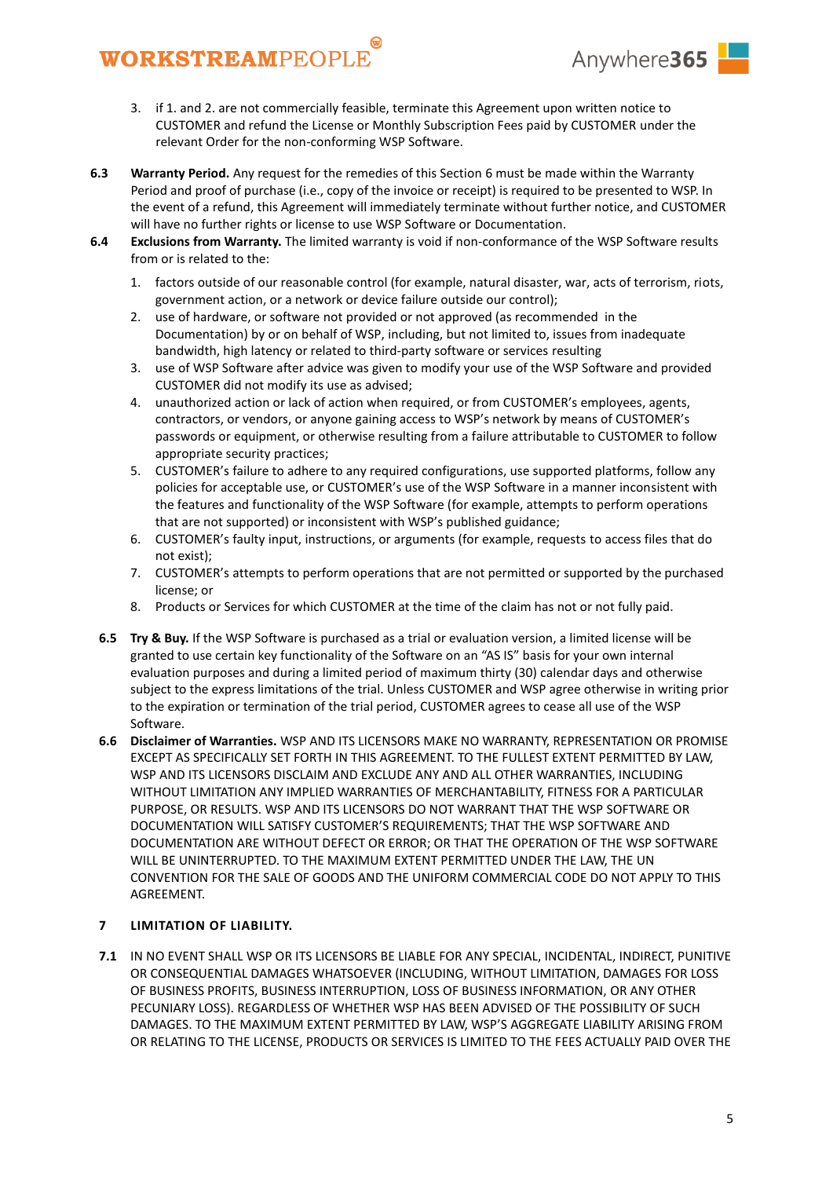3. if 1. and 2. are not commercially feasible, terminate this Agreement upon written notice to CUSTOMER and refund the License or Monthly Subscription Fees paid by CUSTOMER under the relevant Order for the non-conforming WSP Software.

**6.3 Warranty Period.** Any request for the remedies of this Section 6 must be made within the Warranty Period and proof of purchase (i.e., copy of the invoice or receipt) is required to be presented to WSP. In the event of a refund, this Agreement will immediately terminate without further notice, and CUSTOMER will have no further rights or license to use WSP Software or Documentation.

**6.4 Exclusions from Warranty.** The limited warranty is void if non-conformance of the WSP Software results from or is related to the:

1. factors outside of our reasonable control (for example, natural disaster, war, acts of terrorism, riots, government action, or a network or device failure outside our control);
2. use of hardware, or software not provided or not approved (as recommended in the Documentation) by or on behalf of WSP, including, but not limited to, issues from inadequate bandwidth, high latency or related to third-party software or services resulting
3. use of WSP Software after advice was given to modify your use of the WSP Software and provided CUSTOMER did not modify its use as advised;
4. unauthorized action or lack of action when required, or from CUSTOMER's employees, agents, contractors, or vendors, or anyone gaining access to WSP's network by means of CUSTOMER's passwords or equipment, or otherwise resulting from a failure attributable to CUSTOMER to follow appropriate security practices;
5. CUSTOMER's failure to adhere to any required configurations, use supported platforms, follow any policies for acceptable use, or CUSTOMER's use of the WSP Software in a manner inconsistent with the features and functionality of the WSP Software (for example, attempts to perform operations that are not supported) or inconsistent with WSP's published guidance;
6. CUSTOMER's faulty input, instructions, or arguments (for example, requests to access files that do not exist);
7. CUSTOMER's attempts to perform operations that are not permitted or supported by the purchased license; or
8. Products or Services for which CUSTOMER at the time of the claim has not or not fully paid.

**6.5 Try & Buy.** If the WSP Software is purchased as a trial or evaluation version, a limited license will be granted to use certain key functionality of the Software on an "AS IS" basis for your own internal evaluation purposes and during a limited period of maximum thirty (30) calendar days and otherwise subject to the express limitations of the trial. Unless CUSTOMER and WSP agree otherwise in writing prior to the expiration or termination of the trial period, CUSTOMER agrees to cease all use of the WSP Software.

**6.6 Disclaimer of Warranties.** WSP AND ITS LICENSORS MAKE NO WARRANTY, REPRESENTATION OR PROMISE EXCEPT AS SPECIFICALLY SET FORTH IN THIS AGREEMENT. TO THE FULLEST EXTENT PERMITTED BY LAW, WSP AND ITS LICENSORS DISCLAIM AND EXCLUDE ANY AND ALL OTHER WARRANTIES, INCLUDING WITHOUT LIMITATION ANY IMPLIED WARRANTIES OF MERCHANTABILITY, FITNESS FOR A PARTICULAR PURPOSE, OR RESULTS. WSP AND ITS LICENSORS DO NOT WARRANT THAT THE WSP SOFTWARE OR DOCUMENTATION WILL SATISFY CUSTOMER'S REQUIREMENTS; THAT THE WSP SOFTWARE AND DOCUMENTATION ARE WITHOUT DEFECT OR ERROR; OR THAT THE OPERATION OF THE WSP SOFTWARE WILL BE UNINTERRUPTED. TO THE MAXIMUM EXTENT PERMITTED UNDER THE LAW, THE UN CONVENTION FOR THE SALE OF GOODS AND THE UNIFORM COMMERCIAL CODE DO NOT APPLY TO THIS AGREEMENT.

## 7 LIMITATION OF LIABILITY.

**7.1** IN NO EVENT SHALL WSP OR ITS LICENSORS BE LIABLE FOR ANY SPECIAL, INCIDENTAL, INDIRECT, PUNITIVE OR CONSEQUENTIAL DAMAGES WHATSOEVER (INCLUDING, WITHOUT LIMITATION, DAMAGES FOR LOSS OF BUSINESS PROFITS, BUSINESS INTERRUPTION, LOSS OF BUSINESS INFORMATION, OR ANY OTHER PECUNIARY LOSS). REGARDLESS OF WHETHER WSP HAS BEEN ADVISED OF THE POSSIBILITY OF SUCH DAMAGES. TO THE MAXIMUM EXTENT PERMITTED BY LAW, WSP'S AGGREGATE LIABILITY ARISING FROM OR RELATING TO THE LICENSE, PRODUCTS OR SERVICES IS LIMITED TO THE FEES ACTUALLY PAID OVER THE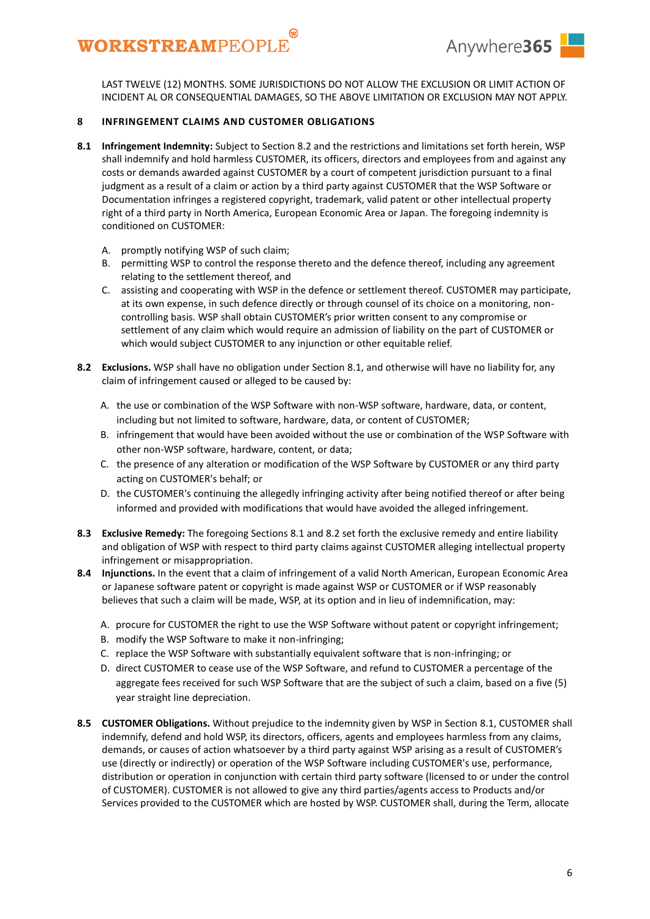LAST TWELVE (12) MONTHS. SOME JURISDICTIONS DO NOT ALLOW THE EXCLUSION OR LIMIT ACTION OF INCIDENT AL OR CONSEQUENTIAL DAMAGES, SO THE ABOVE LIMITATION OR EXCLUSION MAY NOT APPLY.

## 8 INFRINGEMENT CLAIMS AND CUSTOMER OBLIGATIONS

**8.1 Infringement Indemnity:** Subject to Section 8.2 and the restrictions and limitations set forth herein, WSP shall indemnify and hold harmless CUSTOMER, its officers, directors and employees from and against any costs or demands awarded against CUSTOMER by a court of competent jurisdiction pursuant to a final judgment as a result of a claim or action by a third party against CUSTOMER that the WSP Software or Documentation infringes a registered copyright, trademark, valid patent or other intellectual property right of a third party in North America, European Economic Area or Japan. The foregoing indemnity is conditioned on CUSTOMER:

A. promptly notifying WSP of such claim;
B. permitting WSP to control the response thereto and the defence thereof, including any agreement relating to the settlement thereof, and
C. assisting and cooperating with WSP in the defence or settlement thereof. CUSTOMER may participate, at its own expense, in such defence directly or through counsel of its choice on a monitoring, non-controlling basis. WSP shall obtain CUSTOMER's prior written consent to any compromise or settlement of any claim which would require an admission of liability on the part of CUSTOMER or which would subject CUSTOMER to any injunction or other equitable relief.

**8.2 Exclusions.** WSP shall have no obligation under Section 8.1, and otherwise will have no liability for, any claim of infringement caused or alleged to be caused by:

A. the use or combination of the WSP Software with non-WSP software, hardware, data, or content, including but not limited to software, hardware, data, or content of CUSTOMER;
B. infringement that would have been avoided without the use or combination of the WSP Software with other non-WSP software, hardware, content, or data;
C. the presence of any alteration or modification of the WSP Software by CUSTOMER or any third party acting on CUSTOMER's behalf; or
D. the CUSTOMER's continuing the allegedly infringing activity after being notified thereof or after being informed and provided with modifications that would have avoided the alleged infringement.

**8.3 Exclusive Remedy:** The foregoing Sections 8.1 and 8.2 set forth the exclusive remedy and entire liability and obligation of WSP with respect to third party claims against CUSTOMER alleging intellectual property infringement or misappropriation.

**8.4 Injunctions.** In the event that a claim of infringement of a valid North American, European Economic Area or Japanese software patent or copyright is made against WSP or CUSTOMER or if WSP reasonably believes that such a claim will be made, WSP, at its option and in lieu of indemnification, may:

A. procure for CUSTOMER the right to use the WSP Software without patent or copyright infringement;
B. modify the WSP Software to make it non-infringing;
C. replace the WSP Software with substantially equivalent software that is non-infringing; or
D. direct CUSTOMER to cease use of the WSP Software, and refund to CUSTOMER a percentage of the aggregate fees received for such WSP Software that are the subject of such a claim, based on a five (5) year straight line depreciation.

**8.5 CUSTOMER Obligations.** Without prejudice to the indemnity given by WSP in Section 8.1, CUSTOMER shall indemnify, defend and hold WSP, its directors, officers, agents and employees harmless from any claims, demands, or causes of action whatsoever by a third party against WSP arising as a result of CUSTOMER's use (directly or indirectly) or operation of the WSP Software including CUSTOMER's use, performance, distribution or operation in conjunction with certain third party software (licensed to or under the control of CUSTOMER). CUSTOMER is not allowed to give any third parties/agents access to Products and/or Services provided to the CUSTOMER which are hosted by WSP. CUSTOMER shall, during the Term, allocate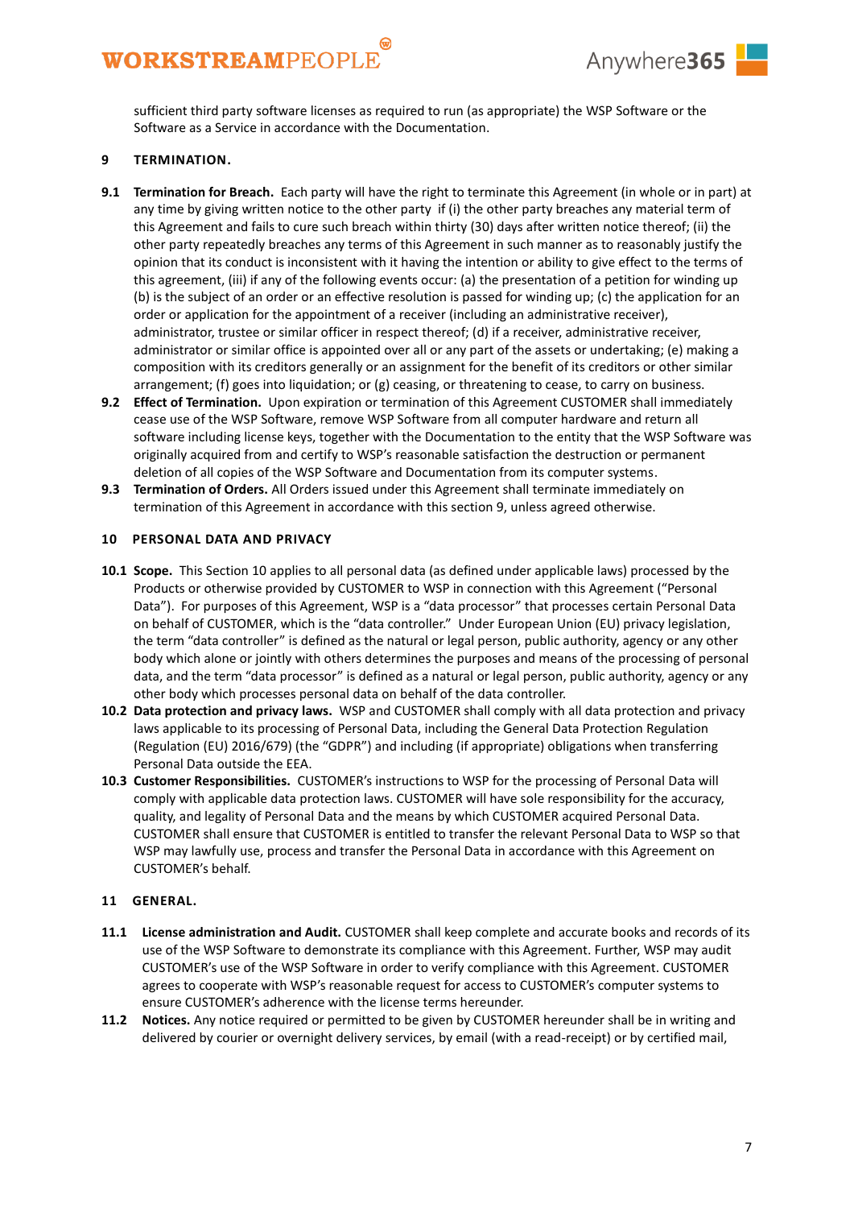sufficient third party software licenses as required to run (as appropriate) the WSP Software or the Software as a Service in accordance with the Documentation.

## 9 TERMINATION.

**9.1 Termination for Breach.** Each party will have the right to terminate this Agreement (in whole or in part) at any time by giving written notice to the other party if (i) the other party breaches any material term of this Agreement and fails to cure such breach within thirty (30) days after written notice thereof; (ii) the other party repeatedly breaches any terms of this Agreement in such manner as to reasonably justify the opinion that its conduct is inconsistent with it having the intention or ability to give effect to the terms of this agreement, (iii) if any of the following events occur: (a) the presentation of a petition for winding up (b) is the subject of an order or an effective resolution is passed for winding up; (c) the application for an order or application for the appointment of a receiver (including an administrative receiver), administrator, trustee or similar officer in respect thereof; (d) if a receiver, administrative receiver, administrator or similar office is appointed over all or any part of the assets or undertaking; (e) making a composition with its creditors generally or an assignment for the benefit of its creditors or other similar arrangement; (f) goes into liquidation; or (g) ceasing, or threatening to cease, to carry on business.

**9.2 Effect of Termination.** Upon expiration or termination of this Agreement CUSTOMER shall immediately cease use of the WSP Software, remove WSP Software from all computer hardware and return all software including license keys, together with the Documentation to the entity that the WSP Software was originally acquired from and certify to WSP's reasonable satisfaction the destruction or permanent deletion of all copies of the WSP Software and Documentation from its computer systems.

**9.3 Termination of Orders.** All Orders issued under this Agreement shall terminate immediately on termination of this Agreement in accordance with this section 9, unless agreed otherwise.

## 10 PERSONAL DATA AND PRIVACY

**10.1 Scope.** This Section 10 applies to all personal data (as defined under applicable laws) processed by the Products or otherwise provided by CUSTOMER to WSP in connection with this Agreement ("Personal Data"). For purposes of this Agreement, WSP is a "data processor" that processes certain Personal Data on behalf of CUSTOMER, which is the "data controller." Under European Union (EU) privacy legislation, the term "data controller" is defined as the natural or legal person, public authority, agency or any other body which alone or jointly with others determines the purposes and means of the processing of personal data, and the term "data processor" is defined as a natural or legal person, public authority, agency or any other body which processes personal data on behalf of the data controller.

**10.2 Data protection and privacy laws.** WSP and CUSTOMER shall comply with all data protection and privacy laws applicable to its processing of Personal Data, including the General Data Protection Regulation (Regulation (EU) 2016/679) (the "GDPR") and including (if appropriate) obligations when transferring Personal Data outside the EEA.

**10.3 Customer Responsibilities.** CUSTOMER's instructions to WSP for the processing of Personal Data will comply with applicable data protection laws. CUSTOMER will have sole responsibility for the accuracy, quality, and legality of Personal Data and the means by which CUSTOMER acquired Personal Data. CUSTOMER shall ensure that CUSTOMER is entitled to transfer the relevant Personal Data to WSP so that WSP may lawfully use, process and transfer the Personal Data in accordance with this Agreement on CUSTOMER's behalf.

## 11 GENERAL.

**11.1 License administration and Audit.** CUSTOMER shall keep complete and accurate books and records of its use of the WSP Software to demonstrate its compliance with this Agreement. Further, WSP may audit CUSTOMER's use of the WSP Software in order to verify compliance with this Agreement. CUSTOMER agrees to cooperate with WSP's reasonable request for access to CUSTOMER's computer systems to ensure CUSTOMER's adherence with the license terms hereunder.

**11.2 Notices.** Any notice required or permitted to be given by CUSTOMER hereunder shall be in writing and delivered by courier or overnight delivery services, by email (with a read-receipt) or by certified mail,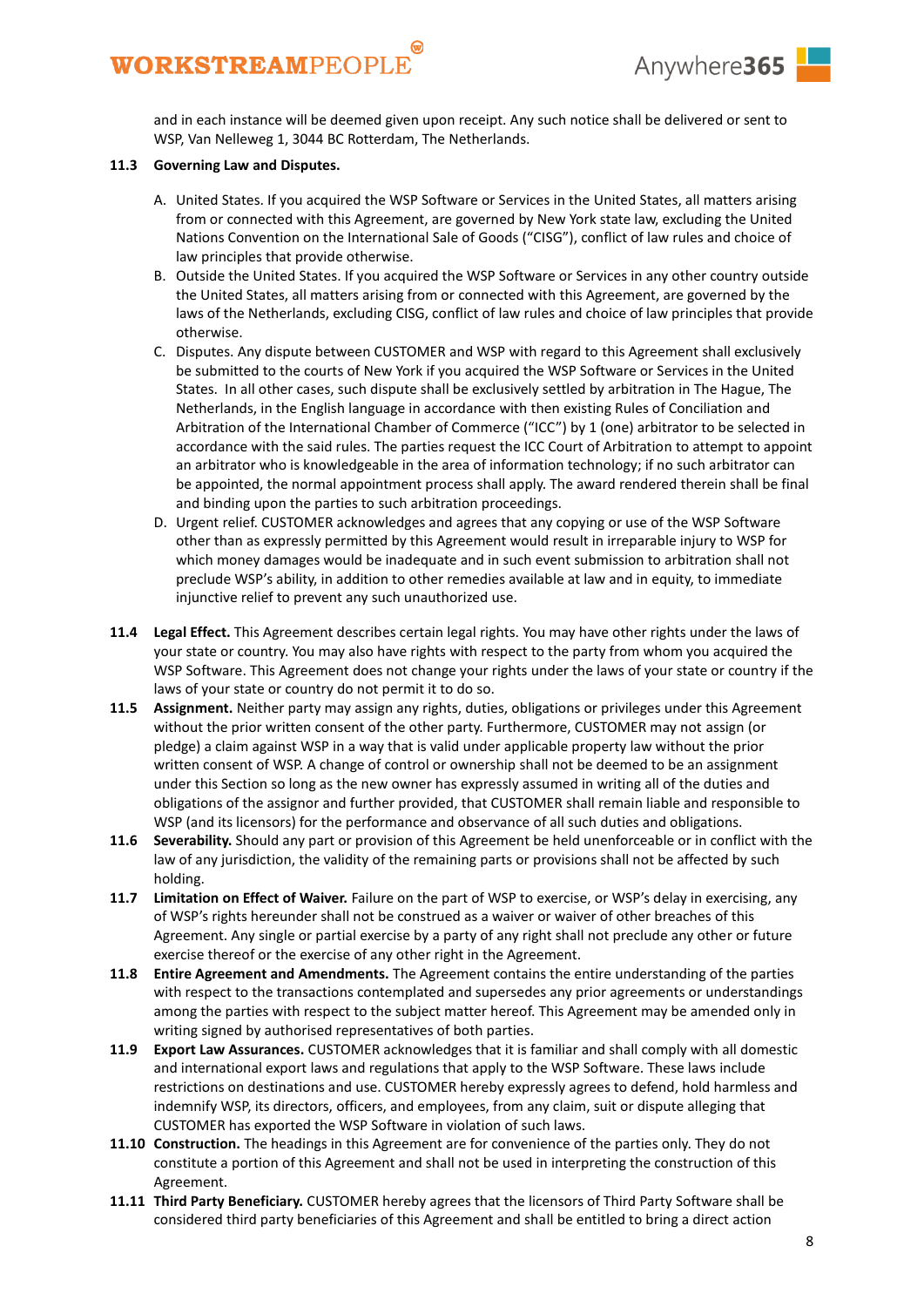and in each instance will be deemed given upon receipt. Any such notice shall be delivered or sent to WSP, Van Nelleweg 1, 3044 BC Rotterdam, The Netherlands.

**11.3 Governing Law and Disputes.**

A. United States. If you acquired the WSP Software or Services in the United States, all matters arising from or connected with this Agreement, are governed by New York state law, excluding the United Nations Convention on the International Sale of Goods ("CISG"), conflict of law rules and choice of law principles that provide otherwise.

B. Outside the United States. If you acquired the WSP Software or Services in any other country outside the United States, all matters arising from or connected with this Agreement, are governed by the laws of the Netherlands, excluding CISG, conflict of law rules and choice of law principles that provide otherwise.

C. Disputes. Any dispute between CUSTOMER and WSP with regard to this Agreement shall exclusively be submitted to the courts of New York if you acquired the WSP Software or Services in the United States. In all other cases, such dispute shall be exclusively settled by arbitration in The Hague, The Netherlands, in the English language in accordance with then existing Rules of Conciliation and Arbitration of the International Chamber of Commerce ("ICC") by 1 (one) arbitrator to be selected in accordance with the said rules. The parties request the ICC Court of Arbitration to attempt to appoint an arbitrator who is knowledgeable in the area of information technology; if no such arbitrator can be appointed, the normal appointment process shall apply. The award rendered therein shall be final and binding upon the parties to such arbitration proceedings.

D. Urgent relief. CUSTOMER acknowledges and agrees that any copying or use of the WSP Software other than as expressly permitted by this Agreement would result in irreparable injury to WSP for which money damages would be inadequate and in such event submission to arbitration shall not preclude WSP's ability, in addition to other remedies available at law and in equity, to immediate injunctive relief to prevent any such unauthorized use.

**11.4 Legal Effect.** This Agreement describes certain legal rights. You may have other rights under the laws of your state or country. You may also have rights with respect to the party from whom you acquired the WSP Software. This Agreement does not change your rights under the laws of your state or country if the laws of your state or country do not permit it to do so.

**11.5 Assignment.** Neither party may assign any rights, duties, obligations or privileges under this Agreement without the prior written consent of the other party. Furthermore, CUSTOMER may not assign (or pledge) a claim against WSP in a way that is valid under applicable property law without the prior written consent of WSP. A change of control or ownership shall not be deemed to be an assignment under this Section so long as the new owner has expressly assumed in writing all of the duties and obligations of the assignor and further provided, that CUSTOMER shall remain liable and responsible to WSP (and its licensors) for the performance and observance of all such duties and obligations.

**11.6 Severability.** Should any part or provision of this Agreement be held unenforceable or in conflict with the law of any jurisdiction, the validity of the remaining parts or provisions shall not be affected by such holding.

**11.7 Limitation on Effect of Waiver.** Failure on the part of WSP to exercise, or WSP's delay in exercising, any of WSP's rights hereunder shall not be construed as a waiver or waiver of other breaches of this Agreement. Any single or partial exercise by a party of any right shall not preclude any other or future exercise thereof or the exercise of any other right in the Agreement.

**11.8 Entire Agreement and Amendments.** The Agreement contains the entire understanding of the parties with respect to the transactions contemplated and supersedes any prior agreements or understandings among the parties with respect to the subject matter hereof. This Agreement may be amended only in writing signed by authorised representatives of both parties.

**11.9 Export Law Assurances.** CUSTOMER acknowledges that it is familiar and shall comply with all domestic and international export laws and regulations that apply to the WSP Software. These laws include restrictions on destinations and use. CUSTOMER hereby expressly agrees to defend, hold harmless and indemnify WSP, its directors, officers, and employees, from any claim, suit or dispute alleging that CUSTOMER has exported the WSP Software in violation of such laws.

**11.10 Construction.** The headings in this Agreement are for convenience of the parties only. They do not constitute a portion of this Agreement and shall not be used in interpreting the construction of this Agreement.

**11.11 Third Party Beneficiary.** CUSTOMER hereby agrees that the licensors of Third Party Software shall be considered third party beneficiaries of this Agreement and shall be entitled to bring a direct action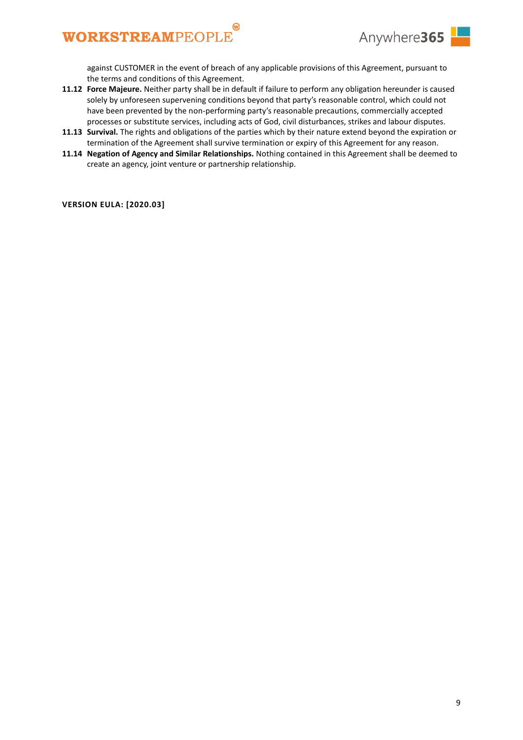against CUSTOMER in the event of breach of any applicable provisions of this Agreement, pursuant to the terms and conditions of this Agreement.

**11.12 Force Majeure.** Neither party shall be in default if failure to perform any obligation hereunder is caused solely by unforeseen supervening conditions beyond that party's reasonable control, which could not have been prevented by the non-performing party's reasonable precautions, commercially accepted processes or substitute services, including acts of God, civil disturbances, strikes and labour disputes.

**11.13 Survival.** The rights and obligations of the parties which by their nature extend beyond the expiration or termination of the Agreement shall survive termination or expiry of this Agreement for any reason.

**11.14 Negation of Agency and Similar Relationships.** Nothing contained in this Agreement shall be deemed to create an agency, joint venture or partnership relationship.

**VERSION EULA: [2020.03]**